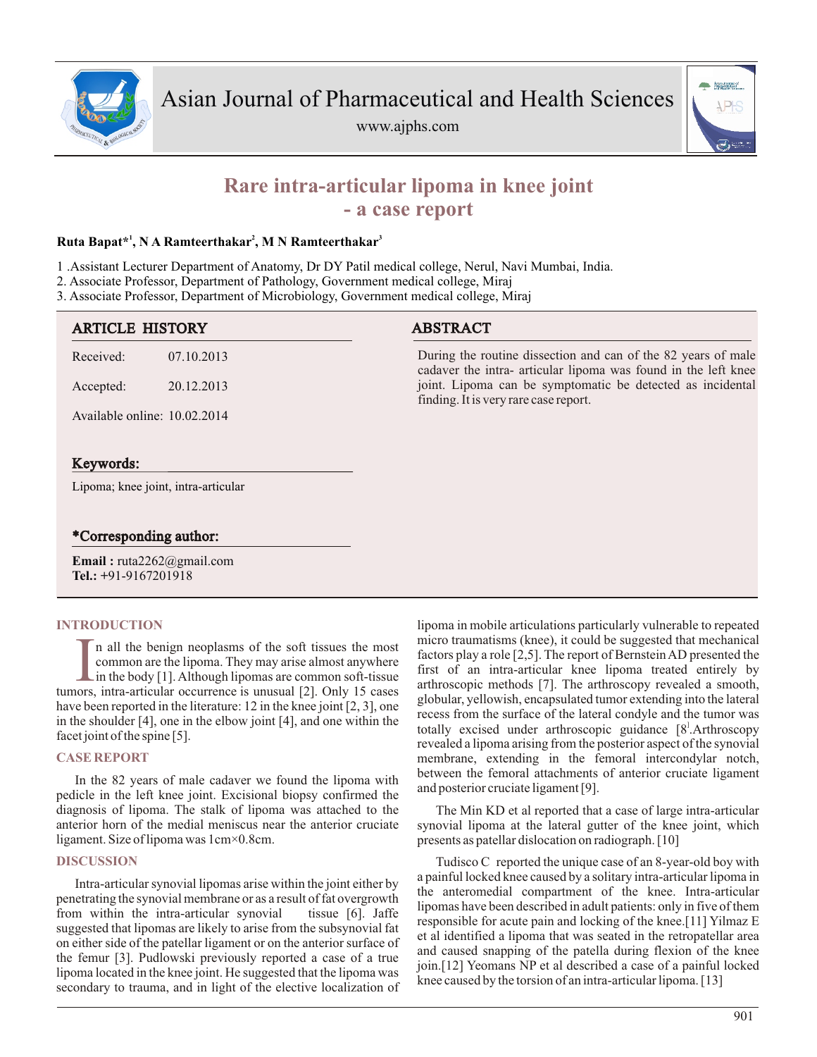# Rare intra-articular lipoma in knee joint - a case report

**Ruta Bapat*[1], N A Ramteerthakar[2], M N Ramteerthakar[3]**

1 .Assistant Lecturer Department of Anatomy, Dr DY Patil medical college, Nerul, Navi Mumbai, India.
2. Associate Professor, Department of Pathology, Government medical college, Miraj
3. Associate Professor, Department of Microbiology, Government medical college, Miraj

## ARTICLE HISTORY

Received: 07.10.2013

Accepted: 20.12.2013

Available online: 10.02.2014

## Keywords:

Lipoma; knee joint, intra-articular

## *Corresponding author:

**Email :** ruta2262@gmail.com
**Tel.:** +91-9167201918

## ABSTRACT

During the routine dissection and can of the 82 years of male cadaver the intra- articular lipoma was found in the left knee joint. Lipoma can be symptomatic be detected as incidental finding. It is very rare case report.

## INTRODUCTION

In all the benign neoplasms of the soft tissues the most common are the lipoma. They may arise almost anywhere in the body [1]. Although lipomas are common soft-tissue tumors, intra-articular occurrence is unusual [2]. Only 15 cases have been reported in the literature: 12 in the knee joint [2, 3], one in the shoulder [4], one in the elbow joint [4], and one within the facet joint of the spine [5].

## CASE REPORT

In the 82 years of male cadaver we found the lipoma with pedicle in the left knee joint. Excisional biopsy confirmed the diagnosis of lipoma. The stalk of lipoma was attached to the anterior horn of the medial meniscus near the anterior cruciate ligament. Size of lipoma was 1cm×0.8cm.

## DISCUSSION

Intra-articular synovial lipomas arise within the joint either by penetrating the synovial membrane or as a result of fat overgrowth from within the intra-articular synovial tissue [6]. Jaffe suggested that lipomas are likely to arise from the subsynovial fat on either side of the patellar ligament or on the anterior surface of the femur [3]. Pudlowski previously reported a case of a true lipoma located in the knee joint. He suggested that the lipoma was secondary to trauma, and in light of the elective localization of lipoma in mobile articulations particularly vulnerable to repeated micro traumatisms (knee), it could be suggested that mechanical factors play a role [2,5]. The report of Bernstein AD presented the first of an intra-articular knee lipoma treated entirely by arthroscopic methods [7]. The arthroscopy revealed a smooth, globular, yellowish, encapsulated tumor extending into the lateral recess from the surface of the lateral condyle and the tumor was totally excised under arthroscopic guidance [8].Arthroscopy revealed a lipoma arising from the posterior aspect of the synovial membrane, extending in the femoral intercondylar notch, between the femoral attachments of anterior cruciate ligament and posterior cruciate ligament [9].

The Min KD et al reported that a case of large intra-articular synovial lipoma at the lateral gutter of the knee joint, which presents as patellar dislocation on radiograph. [10]

Tudisco C reported the unique case of an 8-year-old boy with a painful locked knee caused by a solitary intra-articular lipoma in the anteromedial compartment of the knee. Intra-articular lipomas have been described in adult patients: only in five of them responsible for acute pain and locking of the knee.[11] Yilmaz E et al identified a lipoma that was seated in the retropatellar area and caused snapping of the patella during flexion of the knee join.[12] Yeomans NP et al described a case of a painful locked knee caused by the torsion of an intra-articular lipoma. [13]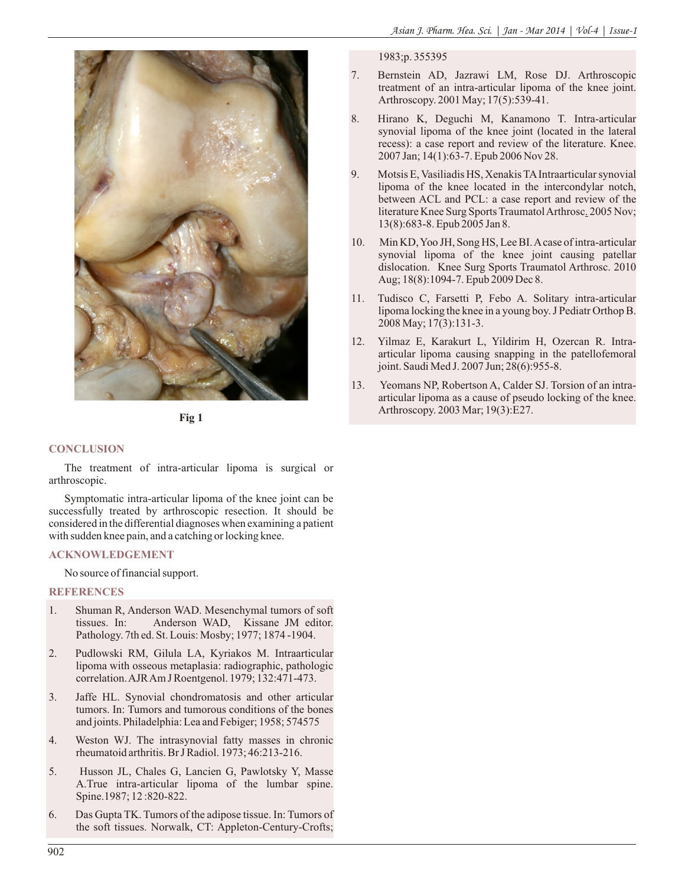Fig 1

## CONCLUSION

The treatment of intra-articular lipoma is surgical or arthroscopic.

Symptomatic intra-articular lipoma of the knee joint can be successfully treated by arthroscopic resection. It should be considered in the differential diagnoses when examining a patient with sudden knee pain, and a catching or locking knee.

## ACKNOWLEDGEMENT

No source of financial support.

## REFERENCES

1. Shuman R, Anderson WAD. Mesenchymal tumors of soft tissues. In: Anderson WAD, Kissane JM editor. Pathology. 7th ed. St. Louis: Mosby; 1977; 1874 -1904.
2. Pudlowski RM, Gilula LA, Kyriakos M. Intraarticular lipoma with osseous metaplasia: radiographic, pathologic correlation. AJR Am J Roentgenol. 1979; 132:471-473.
3. Jaffe HL. Synovial chondromatosis and other articular tumors. In: Tumors and tumorous conditions of the bones and joints. Philadelphia: Lea and Febiger; 1958; 574575
4. Weston WJ. The intrasynovial fatty masses in chronic rheumatoid arthritis. Br J Radiol. 1973; 46:213-216.
5. Husson JL, Chales G, Lancien G, Pawlotsky Y, Masse A.True intra-articular lipoma of the lumbar spine. Spine.1987; 12 :820-822.
6. Das Gupta TK. Tumors of the adipose tissue. In: Tumors of the soft tissues. Norwalk, CT: Appleton-Century-Crofts; 1983;p. 355395
7. Bernstein AD, Jazrawi LM, Rose DJ. Arthroscopic treatment of an intra-articular lipoma of the knee joint. Arthroscopy. 2001 May; 17(5):539-41.
8. Hirano K, Deguchi M, Kanamono T. Intra-articular synovial lipoma of the knee joint (located in the lateral recess): a case report and review of the literature. Knee. 2007 Jan; 14(1):63-7. Epub 2006 Nov 28.
9. Motsis E, Vasiliadis HS, Xenakis TA Intraarticular synovial lipoma of the knee located in the intercondylar notch, between ACL and PCL: a case report and review of the literature Knee Surg Sports Traumatol Arthrosc. 2005 Nov; 13(8):683-8. Epub 2005 Jan 8.
10. Min KD, Yoo JH, Song HS, Lee BI. A case of intra-articular synovial lipoma of the knee joint causing patellar dislocation. Knee Surg Sports Traumatol Arthrosc. 2010 Aug; 18(8):1094-7. Epub 2009 Dec 8.
11. Tudisco C, Farsetti P, Febo A. Solitary intra-articular lipoma locking the knee in a young boy. J Pediatr Orthop B. 2008 May; 17(3):131-3.
12. Yilmaz E, Karakurt L, Yildirim H, Ozercan R. Intra-articular lipoma causing snapping in the patellofemoral joint. Saudi Med J. 2007 Jun; 28(6):955-8.
13. Yeomans NP, Robertson A, Calder SJ. Torsion of an intra-articular lipoma as a cause of pseudo locking of the knee. Arthroscopy. 2003 Mar; 19(3):E27.